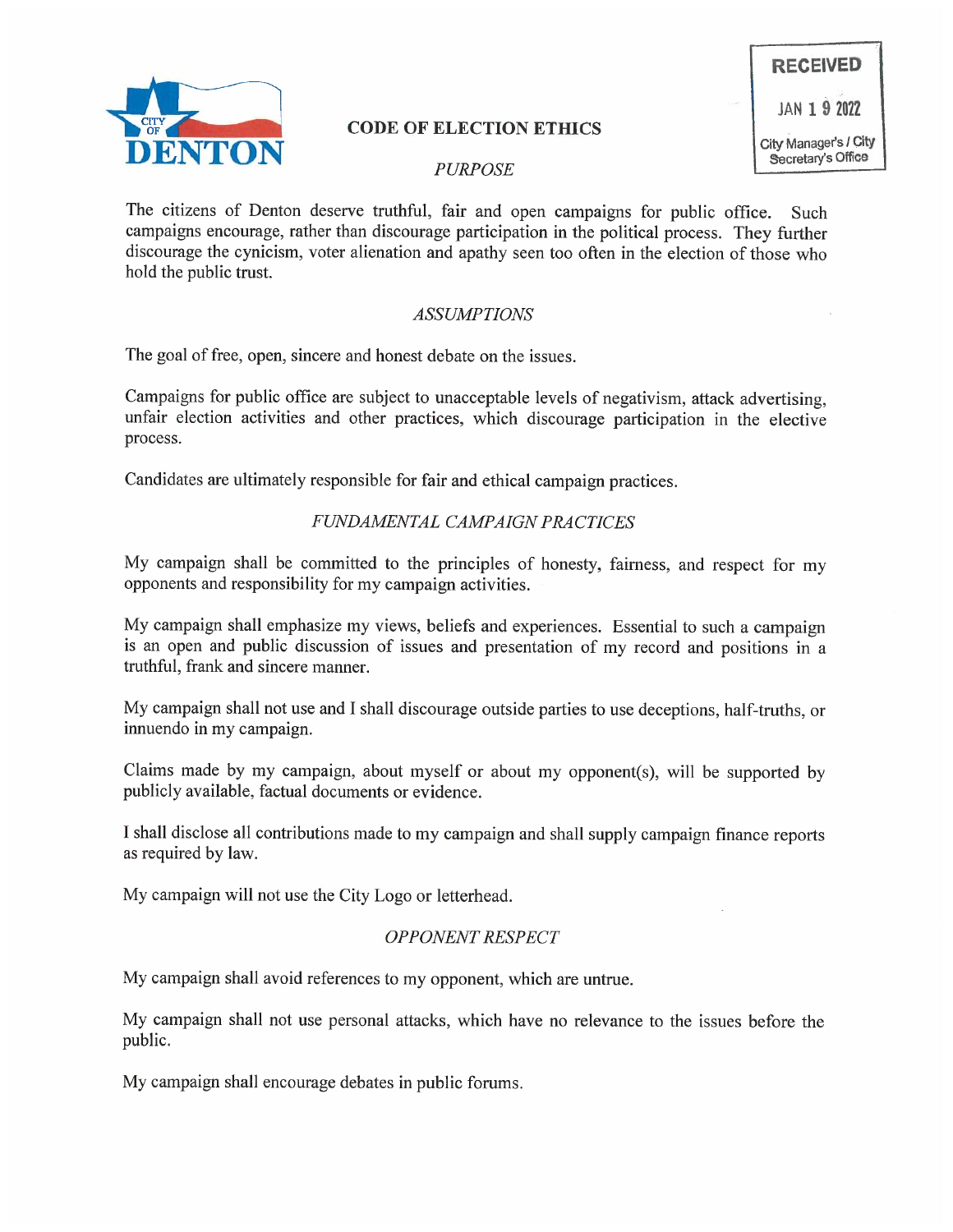CITY OF DENTON

# CODE OF ELECTION ETHICS

RECEIVED
JAN 19 2022
City Manager's / City Secretary's Office

## *PURPOSE*

The citizens of Denton deserve truthful, fair and open campaigns for public office. Such campaigns encourage, rather than discourage participation in the political process. They further discourage the cynicism, voter alienation and apathy seen too often in the election of those who hold the public trust.

## *ASSUMPTIONS*

The goal of free, open, sincere and honest debate on the issues.

Campaigns for public office are subject to unacceptable levels of negativism, attack advertising, unfair election activities and other practices, which discourage participation in the elective process.

Candidates are ultimately responsible for fair and ethical campaign practices.

## *FUNDAMENTAL CAMPAIGN PRACTICES*

My campaign shall be committed to the principles of honesty, fairness, and respect for my opponents and responsibility for my campaign activities.

My campaign shall emphasize my views, beliefs and experiences. Essential to such a campaign is an open and public discussion of issues and presentation of my record and positions in a truthful, frank and sincere manner.

My campaign shall not use and I shall discourage outside parties to use deceptions, half-truths, or innuendo in my campaign.

Claims made by my campaign, about myself or about my opponent(s), will be supported by publicly available, factual documents or evidence.

I shall disclose all contributions made to my campaign and shall supply campaign finance reports as required by law.

My campaign will not use the City Logo or letterhead.

## *OPPONENT RESPECT*

My campaign shall avoid references to my opponent, which are untrue.

My campaign shall not use personal attacks, which have no relevance to the issues before the public.

My campaign shall encourage debates in public forums.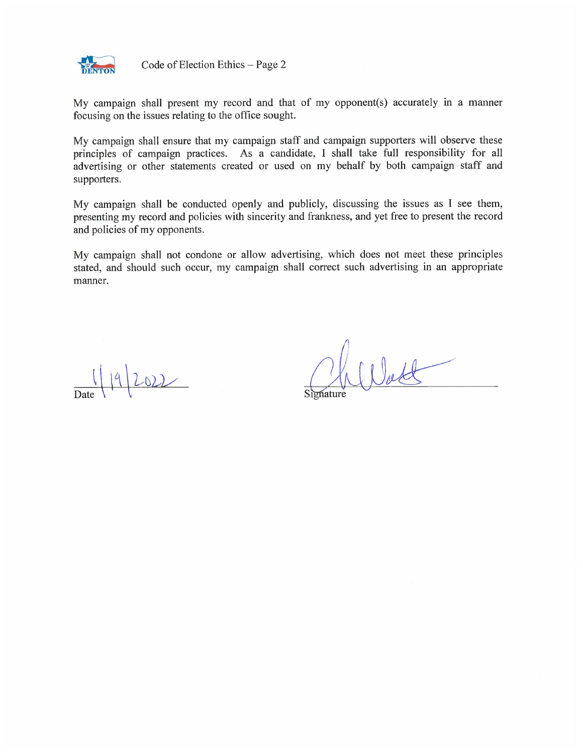My campaign shall present my record and that of my opponent(s) accurately in a manner focusing on the issues relating to the office sought.

My campaign shall ensure that my campaign staff and campaign supporters will observe these principles of campaign practices. As a candidate, I shall take full responsibility for all advertising or other statements created or used on my behalf by both campaign staff and supporters.

My campaign shall be conducted openly and publicly, discussing the issues as I see them, presenting my record and policies with sincerity and frankness, and yet free to present the record and policies of my opponents.

My campaign shall not condone or allow advertising, which does not meet these principles stated, and should such occur, my campaign shall correct such advertising in an appropriate manner.

1/19/2022
Date

Signature